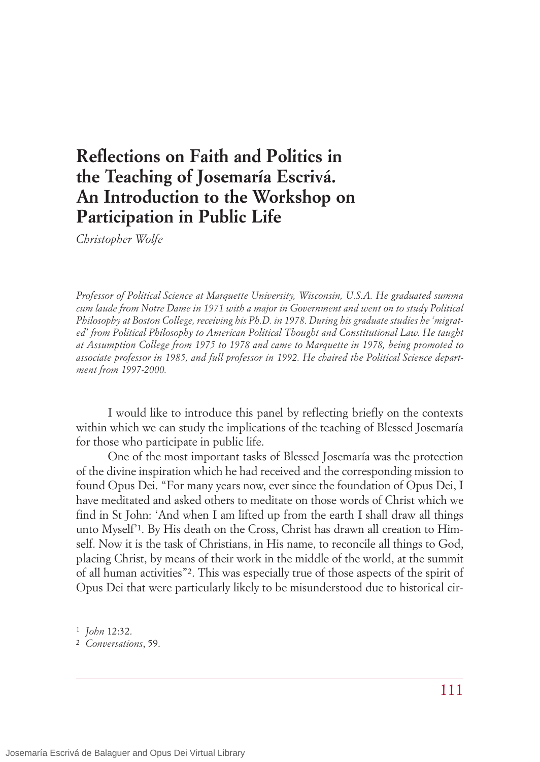# Reflections on Faith and Politics in the Teaching of Josemaría Escrivá. An Introduction to the Workshop on Participation in Public Life

*Christopher Wolfe*

*Professor of Political Science at Marquette University, Wisconsin, U.S.A. He graduated summa cum laude from Notre Dame in 1971 with a major in Government and went on to study Political Philosophy at Boston College, receiving his Ph.D. in 1978. During his graduate studies he 'migrated' from Political Philosophy to American Political Thought and Constitutional Law. He taught at Assumption College from 1975 to 1978 and came to Marquette in 1978, being promoted to associate professor in 1985, and full professor in 1992. He chaired the Political Science department from 1997-2000.*

I would like to introduce this panel by reflecting briefly on the contexts within which we can study the implications of the teaching of Blessed Josemaría for those who participate in public life.

One of the most important tasks of Blessed Josemaría was the protection of the divine inspiration which he had received and the corresponding mission to found Opus Dei. "For many years now, ever since the foundation of Opus Dei, I have meditated and asked others to meditate on those words of Christ which we find in St John: 'And when I am lifted up from the earth I shall draw all things unto Myself'[1]. By His death on the Cross, Christ has drawn all creation to Himself. Now it is the task of Christians, in His name, to reconcile all things to God, placing Christ, by means of their work in the middle of the world, at the summit of all human activities"[2]. This was especially true of those aspects of the spirit of Opus Dei that were particularly likely to be misunderstood due to historical cir-

[1] *John* 12:32.

[2] *Conversations*, 59.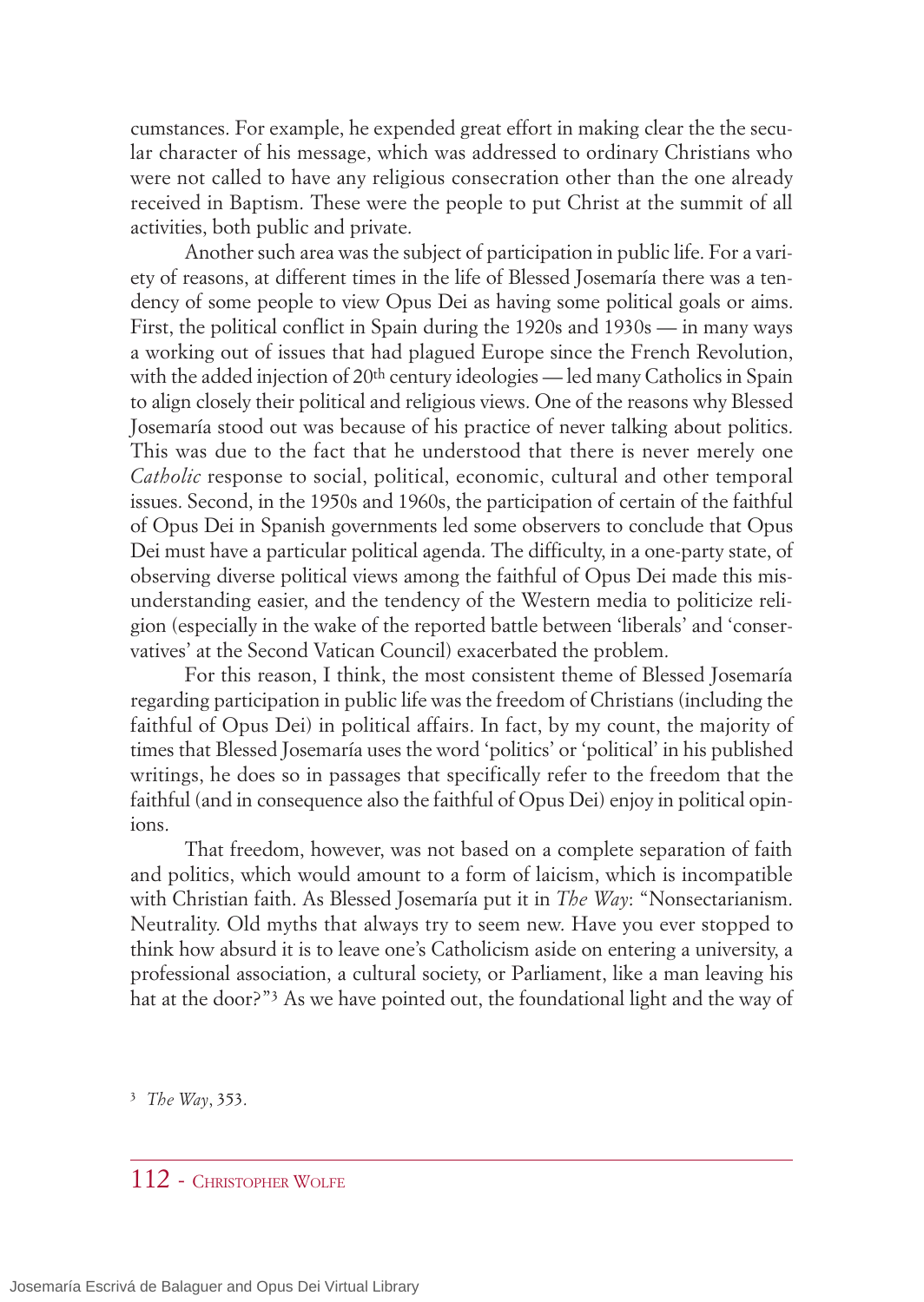cumstances. For example, he expended great effort in making clear the the secular character of his message, which was addressed to ordinary Christians who were not called to have any religious consecration other than the one already received in Baptism. These were the people to put Christ at the summit of all activities, both public and private.

Another such area was the subject of participation in public life. For a variety of reasons, at different times in the life of Blessed Josemaría there was a tendency of some people to view Opus Dei as having some political goals or aims. First, the political conflict in Spain during the 1920s and 1930s — in many ways a working out of issues that had plagued Europe since the French Revolution, with the added injection of 20th century ideologies — led many Catholics in Spain to align closely their political and religious views. One of the reasons why Blessed Josemaría stood out was because of his practice of never talking about politics. This was due to the fact that he understood that there is never merely one *Catholic* response to social, political, economic, cultural and other temporal issues. Second, in the 1950s and 1960s, the participation of certain of the faithful of Opus Dei in Spanish governments led some observers to conclude that Opus Dei must have a particular political agenda. The difficulty, in a one-party state, of observing diverse political views among the faithful of Opus Dei made this misunderstanding easier, and the tendency of the Western media to politicize religion (especially in the wake of the reported battle between 'liberals' and 'conservatives' at the Second Vatican Council) exacerbated the problem.

For this reason, I think, the most consistent theme of Blessed Josemaría regarding participation in public life was the freedom of Christians (including the faithful of Opus Dei) in political affairs. In fact, by my count, the majority of times that Blessed Josemaría uses the word 'politics' or 'political' in his published writings, he does so in passages that specifically refer to the freedom that the faithful (and in consequence also the faithful of Opus Dei) enjoy in political opinions.

That freedom, however, was not based on a complete separation of faith and politics, which would amount to a form of laicism, which is incompatible with Christian faith. As Blessed Josemaría put it in *The Way*: "Nonsectarianism. Neutrality. Old myths that always try to seem new. Have you ever stopped to think how absurd it is to leave one's Catholicism aside on entering a university, a professional association, a cultural society, or Parliament, like a man leaving his hat at the door?"[3] As we have pointed out, the foundational light and the way of

[3] *The Way*, 353.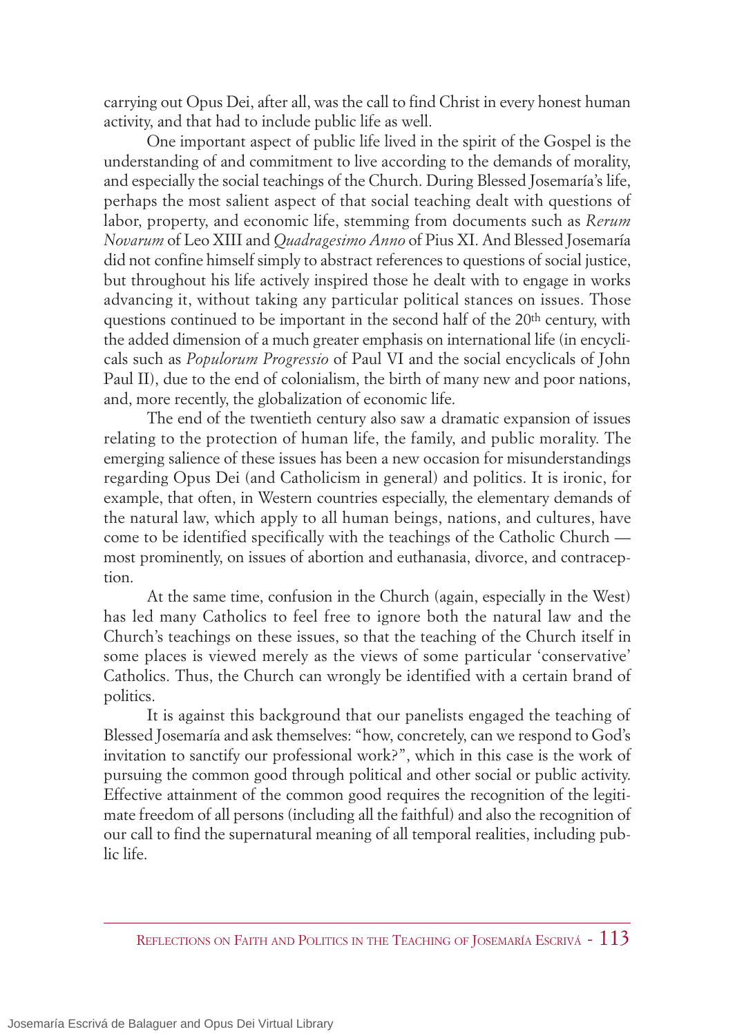carrying out Opus Dei, after all, was the call to find Christ in every honest human activity, and that had to include public life as well.

One important aspect of public life lived in the spirit of the Gospel is the understanding of and commitment to live according to the demands of morality, and especially the social teachings of the Church. During Blessed Josemaría's life, perhaps the most salient aspect of that social teaching dealt with questions of labor, property, and economic life, stemming from documents such as *Rerum Novarum* of Leo XIII and *Quadragesimo Anno* of Pius XI. And Blessed Josemaría did not confine himself simply to abstract references to questions of social justice, but throughout his life actively inspired those he dealt with to engage in works advancing it, without taking any particular political stances on issues. Those questions continued to be important in the second half of the 20th century, with the added dimension of a much greater emphasis on international life (in encyclicals such as *Populorum Progressio* of Paul VI and the social encyclicals of John Paul II), due to the end of colonialism, the birth of many new and poor nations, and, more recently, the globalization of economic life.

The end of the twentieth century also saw a dramatic expansion of issues relating to the protection of human life, the family, and public morality. The emerging salience of these issues has been a new occasion for misunderstandings regarding Opus Dei (and Catholicism in general) and politics. It is ironic, for example, that often, in Western countries especially, the elementary demands of the natural law, which apply to all human beings, nations, and cultures, have come to be identified specifically with the teachings of the Catholic Church — most prominently, on issues of abortion and euthanasia, divorce, and contraception.

At the same time, confusion in the Church (again, especially in the West) has led many Catholics to feel free to ignore both the natural law and the Church's teachings on these issues, so that the teaching of the Church itself in some places is viewed merely as the views of some particular 'conservative' Catholics. Thus, the Church can wrongly be identified with a certain brand of politics.

It is against this background that our panelists engaged the teaching of Blessed Josemaría and ask themselves: "how, concretely, can we respond to God's invitation to sanctify our professional work?", which in this case is the work of pursuing the common good through political and other social or public activity. Effective attainment of the common good requires the recognition of the legitimate freedom of all persons (including all the faithful) and also the recognition of our call to find the supernatural meaning of all temporal realities, including public life.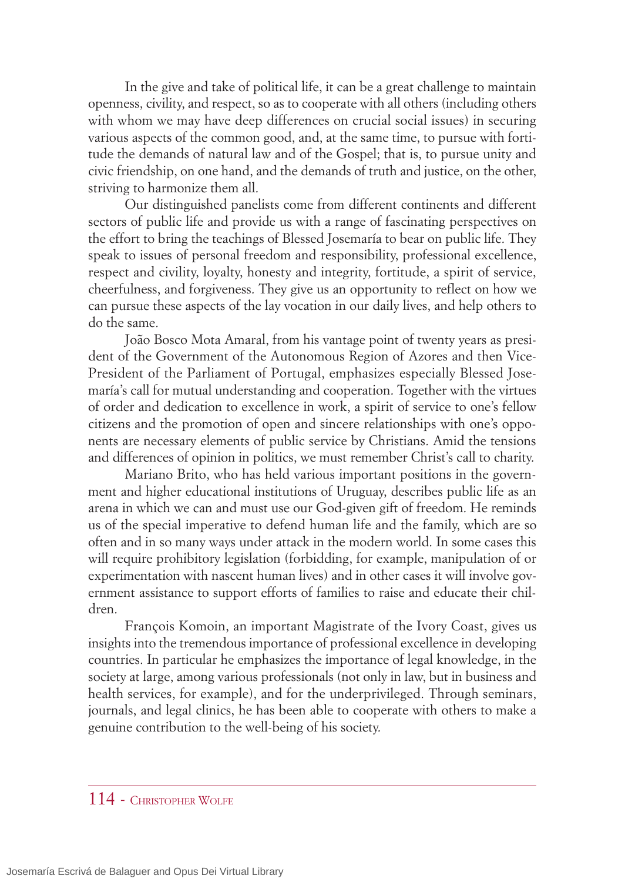In the give and take of political life, it can be a great challenge to maintain openness, civility, and respect, so as to cooperate with all others (including others with whom we may have deep differences on crucial social issues) in securing various aspects of the common good, and, at the same time, to pursue with fortitude the demands of natural law and of the Gospel; that is, to pursue unity and civic friendship, on one hand, and the demands of truth and justice, on the other, striving to harmonize them all.

Our distinguished panelists come from different continents and different sectors of public life and provide us with a range of fascinating perspectives on the effort to bring the teachings of Blessed Josemaría to bear on public life. They speak to issues of personal freedom and responsibility, professional excellence, respect and civility, loyalty, honesty and integrity, fortitude, a spirit of service, cheerfulness, and forgiveness. They give us an opportunity to reflect on how we can pursue these aspects of the lay vocation in our daily lives, and help others to do the same.

João Bosco Mota Amaral, from his vantage point of twenty years as president of the Government of the Autonomous Region of Azores and then Vice-President of the Parliament of Portugal, emphasizes especially Blessed Josemaría's call for mutual understanding and cooperation. Together with the virtues of order and dedication to excellence in work, a spirit of service to one's fellow citizens and the promotion of open and sincere relationships with one's opponents are necessary elements of public service by Christians. Amid the tensions and differences of opinion in politics, we must remember Christ's call to charity.

Mariano Brito, who has held various important positions in the government and higher educational institutions of Uruguay, describes public life as an arena in which we can and must use our God-given gift of freedom. He reminds us of the special imperative to defend human life and the family, which are so often and in so many ways under attack in the modern world. In some cases this will require prohibitory legislation (forbidding, for example, manipulation of or experimentation with nascent human lives) and in other cases it will involve government assistance to support efforts of families to raise and educate their children.

François Komoin, an important Magistrate of the Ivory Coast, gives us insights into the tremendous importance of professional excellence in developing countries. In particular he emphasizes the importance of legal knowledge, in the society at large, among various professionals (not only in law, but in business and health services, for example), and for the underprivileged. Through seminars, journals, and legal clinics, he has been able to cooperate with others to make a genuine contribution to the well-being of his society.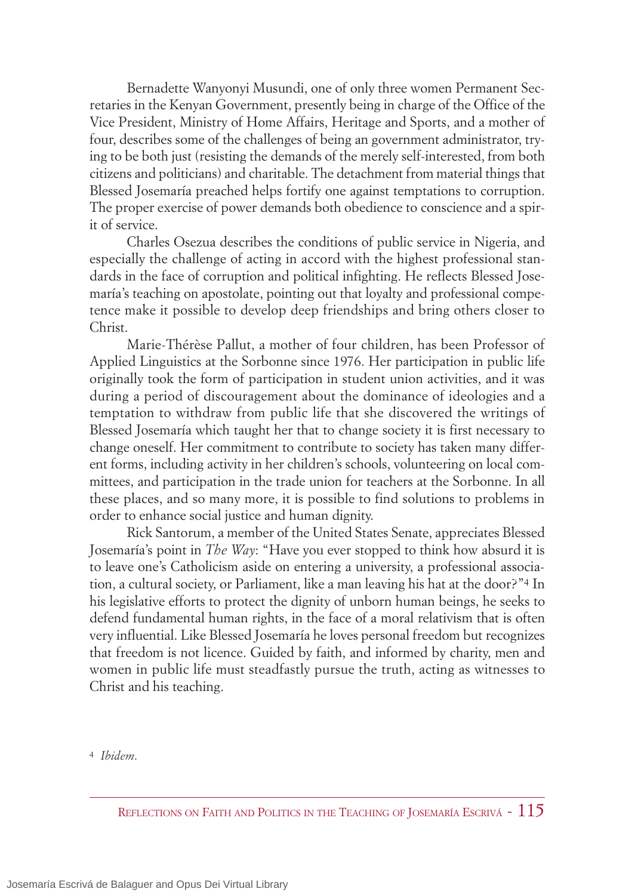Bernadette Wanyonyi Musundi, one of only three women Permanent Secretaries in the Kenyan Government, presently being in charge of the Office of the Vice President, Ministry of Home Affairs, Heritage and Sports, and a mother of four, describes some of the challenges of being an government administrator, trying to be both just (resisting the demands of the merely self-interested, from both citizens and politicians) and charitable. The detachment from material things that Blessed Josemaría preached helps fortify one against temptations to corruption. The proper exercise of power demands both obedience to conscience and a spirit of service.

Charles Osezua describes the conditions of public service in Nigeria, and especially the challenge of acting in accord with the highest professional standards in the face of corruption and political infighting. He reflects Blessed Josemaría's teaching on apostolate, pointing out that loyalty and professional competence make it possible to develop deep friendships and bring others closer to Christ.

Marie-Thérèse Pallut, a mother of four children, has been Professor of Applied Linguistics at the Sorbonne since 1976. Her participation in public life originally took the form of participation in student union activities, and it was during a period of discouragement about the dominance of ideologies and a temptation to withdraw from public life that she discovered the writings of Blessed Josemaría which taught her that to change society it is first necessary to change oneself. Her commitment to contribute to society has taken many different forms, including activity in her children's schools, volunteering on local committees, and participation in the trade union for teachers at the Sorbonne. In all these places, and so many more, it is possible to find solutions to problems in order to enhance social justice and human dignity.

Rick Santorum, a member of the United States Senate, appreciates Blessed Josemaría's point in *The Way*: "Have you ever stopped to think how absurd it is to leave one's Catholicism aside on entering a university, a professional association, a cultural society, or Parliament, like a man leaving his hat at the door?"[4] In his legislative efforts to protect the dignity of unborn human beings, he seeks to defend fundamental human rights, in the face of a moral relativism that is often very influential. Like Blessed Josemaría he loves personal freedom but recognizes that freedom is not licence. Guided by faith, and informed by charity, men and women in public life must steadfastly pursue the truth, acting as witnesses to Christ and his teaching.

[4] *Ibidem.*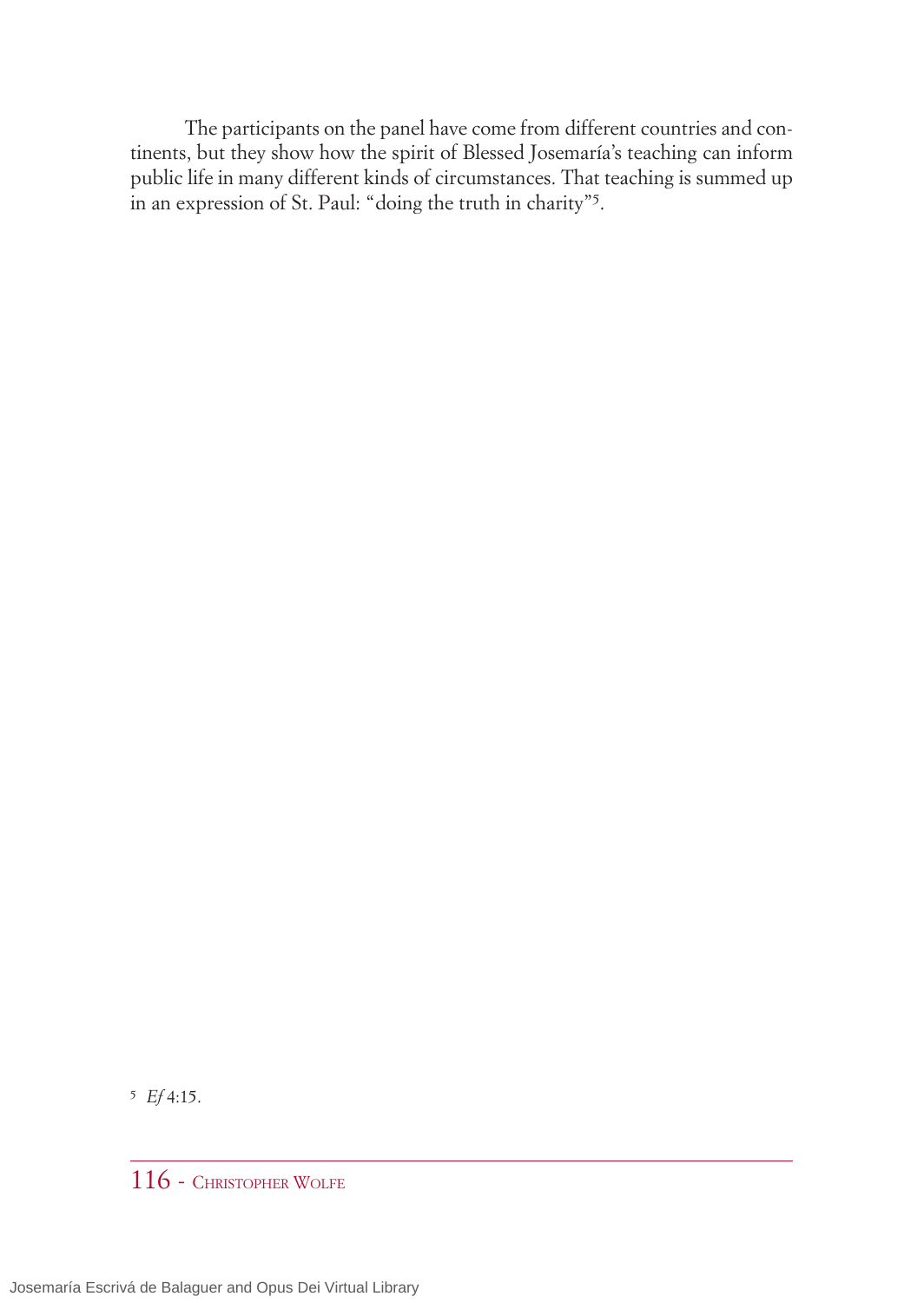The participants on the panel have come from different countries and continents, but they show how the spirit of Blessed Josemaría's teaching can inform public life in many different kinds of circumstances. That teaching is summed up in an expression of St. Paul: "doing the truth in charity"[5].

[5] *Ef* 4:15.